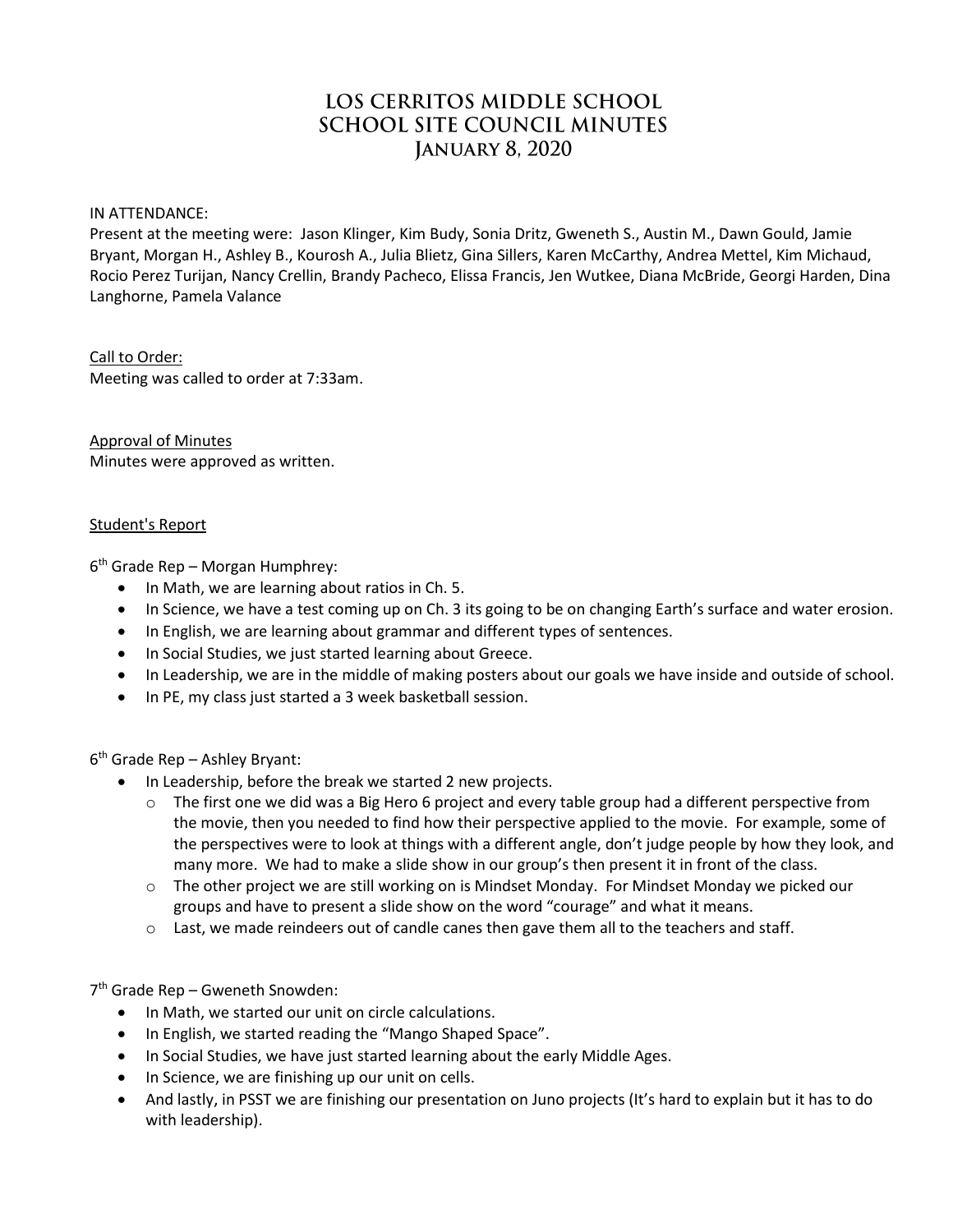# LOS CERRITOS MIDDLE SCHOOL
# SCHOOL SITE COUNCIL MINUTES
## JANUARY 8, 2020

IN ATTENDANCE:
Present at the meeting were: Jason Klinger, Kim Budy, Sonia Dritz, Gweneth S., Austin M., Dawn Gould, Jamie Bryant, Morgan H., Ashley B., Kourosh A., Julia Blietz, Gina Sillers, Karen McCarthy, Andrea Mettel, Kim Michaud, Rocio Perez Turijan, Nancy Crellin, Brandy Pacheco, Elissa Francis, Jen Wutkee, Diana McBride, Georgi Harden, Dina Langhorne, Pamela Valance

Call to Order:
Meeting was called to order at 7:33am.

Approval of Minutes
Minutes were approved as written.

Student's Report

6th Grade Rep – Morgan Humphrey:

- In Math, we are learning about ratios in Ch. 5.
- In Science, we have a test coming up on Ch. 3 its going to be on changing Earth's surface and water erosion.
- In English, we are learning about grammar and different types of sentences.
- In Social Studies, we just started learning about Greece.
- In Leadership, we are in the middle of making posters about our goals we have inside and outside of school.
- In PE, my class just started a 3 week basketball session.

6th Grade Rep – Ashley Bryant:

- In Leadership, before the break we started 2 new projects.
  - The first one we did was a Big Hero 6 project and every table group had a different perspective from the movie, then you needed to find how their perspective applied to the movie. For example, some of the perspectives were to look at things with a different angle, don't judge people by how they look, and many more. We had to make a slide show in our group's then present it in front of the class.
  - The other project we are still working on is Mindset Monday. For Mindset Monday we picked our groups and have to present a slide show on the word "courage" and what it means.
  - Last, we made reindeers out of candle canes then gave them all to the teachers and staff.

7th Grade Rep – Gweneth Snowden:

- In Math, we started our unit on circle calculations.
- In English, we started reading the "Mango Shaped Space".
- In Social Studies, we have just started learning about the early Middle Ages.
- In Science, we are finishing up our unit on cells.
- And lastly, in PSST we are finishing our presentation on Juno projects (It's hard to explain but it has to do with leadership).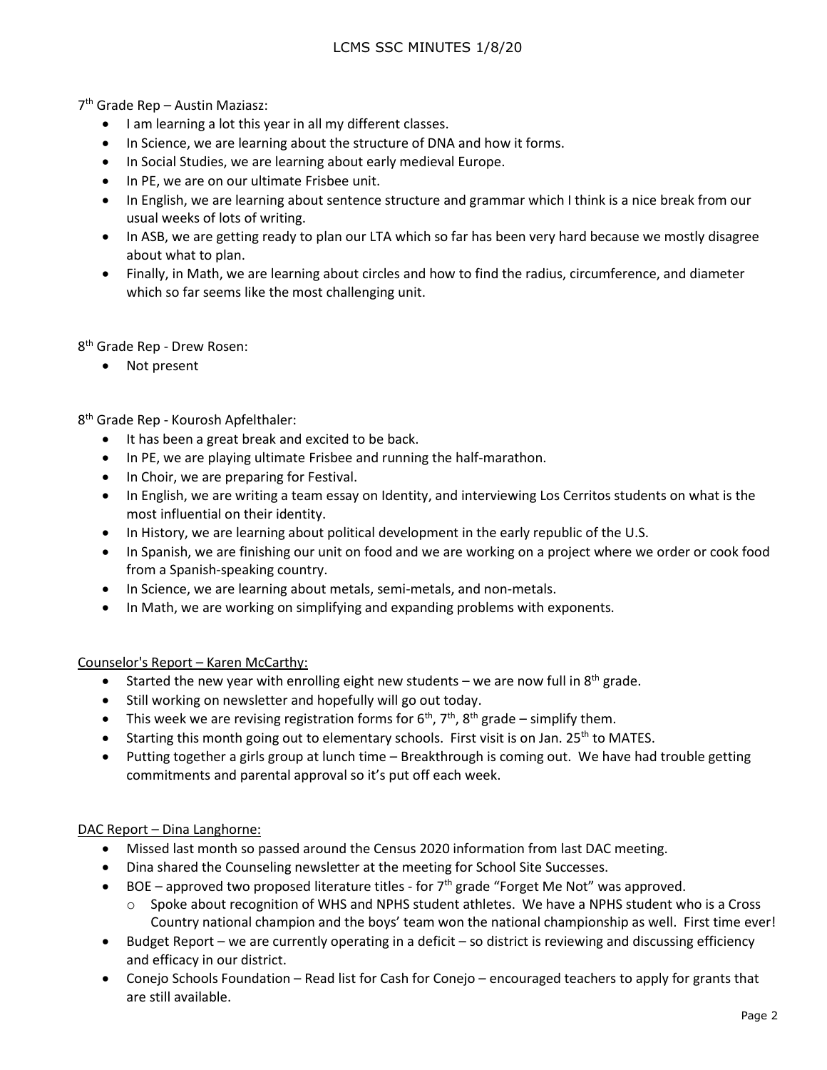7th Grade Rep – Austin Maziasz:

- I am learning a lot this year in all my different classes.
- In Science, we are learning about the structure of DNA and how it forms.
- In Social Studies, we are learning about early medieval Europe.
- In PE, we are on our ultimate Frisbee unit.
- In English, we are learning about sentence structure and grammar which I think is a nice break from our usual weeks of lots of writing.
- In ASB, we are getting ready to plan our LTA which so far has been very hard because we mostly disagree about what to plan.
- Finally, in Math, we are learning about circles and how to find the radius, circumference, and diameter which so far seems like the most challenging unit.

8th Grade Rep - Drew Rosen:

- Not present

8th Grade Rep - Kourosh Apfelthaler:

- It has been a great break and excited to be back.
- In PE, we are playing ultimate Frisbee and running the half-marathon.
- In Choir, we are preparing for Festival.
- In English, we are writing a team essay on Identity, and interviewing Los Cerritos students on what is the most influential on their identity.
- In History, we are learning about political development in the early republic of the U.S.
- In Spanish, we are finishing our unit on food and we are working on a project where we order or cook food from a Spanish-speaking country.
- In Science, we are learning about metals, semi-metals, and non-metals.
- In Math, we are working on simplifying and expanding problems with exponents.

<u>Counselor's Report – Karen McCarthy:</u>

- Started the new year with enrolling eight new students – we are now full in 8th grade.
- Still working on newsletter and hopefully will go out today.
- This week we are revising registration forms for 6th, 7th, 8th grade – simplify them.
- Starting this month going out to elementary schools. First visit is on Jan. 25th to MATES.
- Putting together a girls group at lunch time – Breakthrough is coming out. We have had trouble getting commitments and parental approval so it's put off each week.

<u>DAC Report – Dina Langhorne:</u>

- Missed last month so passed around the Census 2020 information from last DAC meeting.
- Dina shared the Counseling newsletter at the meeting for School Site Successes.
- BOE – approved two proposed literature titles - for 7th grade "Forget Me Not" was approved.
  - Spoke about recognition of WHS and NPHS student athletes. We have a NPHS student who is a Cross Country national champion and the boys' team won the national championship as well. First time ever!
- Budget Report – we are currently operating in a deficit – so district is reviewing and discussing efficiency and efficacy in our district.
- Conejo Schools Foundation – Read list for Cash for Conejo – encouraged teachers to apply for grants that are still available.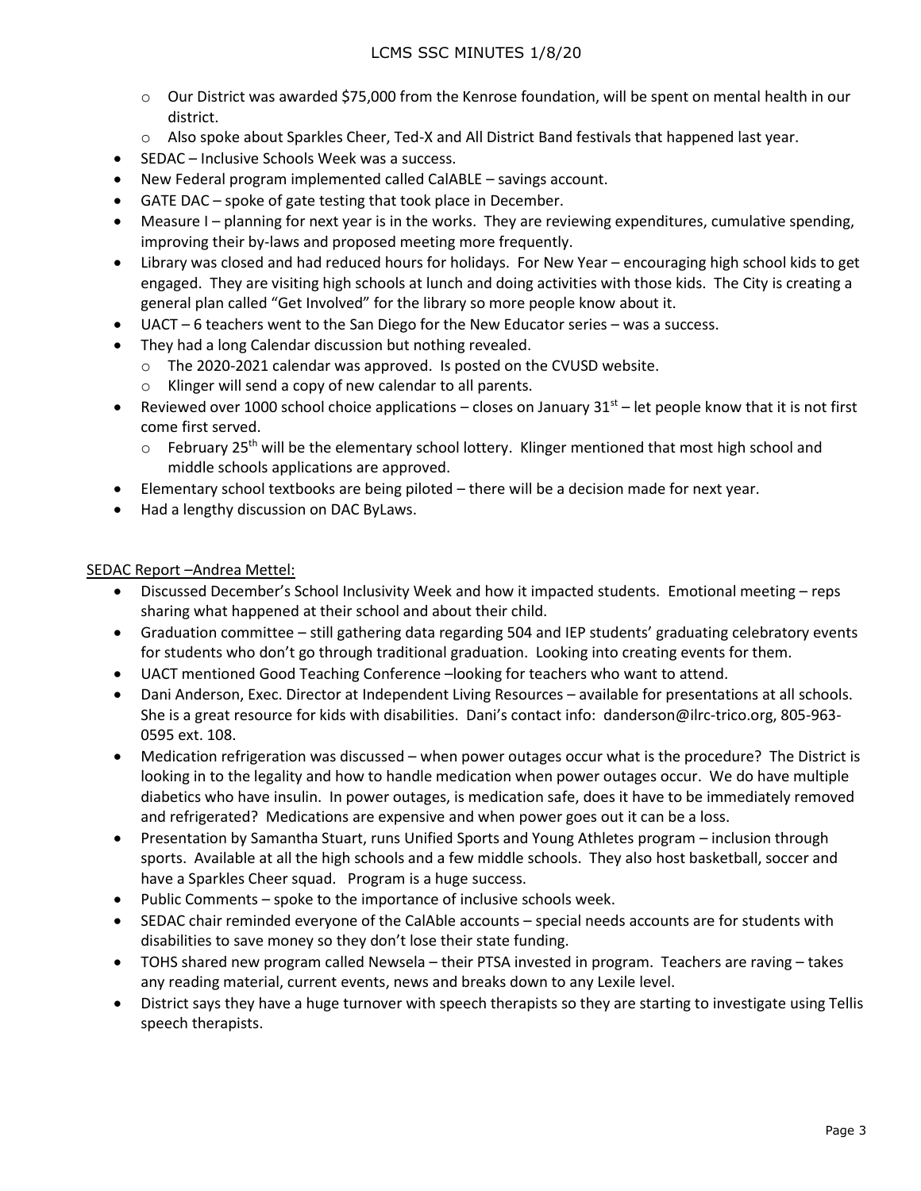- Our District was awarded $75,000 from the Kenrose foundation, will be spent on mental health in our district.
  - Also spoke about Sparkles Cheer, Ted-X and All District Band festivals that happened last year.
- SEDAC – Inclusive Schools Week was a success.
- New Federal program implemented called CalABLE – savings account.
- GATE DAC – spoke of gate testing that took place in December.
- Measure I – planning for next year is in the works. They are reviewing expenditures, cumulative spending, improving their by-laws and proposed meeting more frequently.
- Library was closed and had reduced hours for holidays. For New Year – encouraging high school kids to get engaged. They are visiting high schools at lunch and doing activities with those kids. The City is creating a general plan called "Get Involved" for the library so more people know about it.
- UACT – 6 teachers went to the San Diego for the New Educator series – was a success.
- They had a long Calendar discussion but nothing revealed.
  - The 2020-2021 calendar was approved. Is posted on the CVUSD website.
  - Klinger will send a copy of new calendar to all parents.
- Reviewed over 1000 school choice applications – closes on January 31st – let people know that it is not first come first served.
  - February 25th will be the elementary school lottery. Klinger mentioned that most high school and middle schools applications are approved.
- Elementary school textbooks are being piloted – there will be a decision made for next year.
- Had a lengthy discussion on DAC ByLaws.

<u>SEDAC Report –Andrea Mettel:</u>

- Discussed December's School Inclusivity Week and how it impacted students. Emotional meeting – reps sharing what happened at their school and about their child.
- Graduation committee – still gathering data regarding 504 and IEP students' graduating celebratory events for students who don't go through traditional graduation. Looking into creating events for them.
- UACT mentioned Good Teaching Conference –looking for teachers who want to attend.
- Dani Anderson, Exec. Director at Independent Living Resources – available for presentations at all schools. She is a great resource for kids with disabilities. Dani's contact info: danderson@ilrc-trico.org, 805-963-0595 ext. 108.
- Medication refrigeration was discussed – when power outages occur what is the procedure? The District is looking in to the legality and how to handle medication when power outages occur. We do have multiple diabetics who have insulin. In power outages, is medication safe, does it have to be immediately removed and refrigerated? Medications are expensive and when power goes out it can be a loss.
- Presentation by Samantha Stuart, runs Unified Sports and Young Athletes program – inclusion through sports. Available at all the high schools and a few middle schools. They also host basketball, soccer and have a Sparkles Cheer squad. Program is a huge success.
- Public Comments – spoke to the importance of inclusive schools week.
- SEDAC chair reminded everyone of the CalAble accounts – special needs accounts are for students with disabilities to save money so they don't lose their state funding.
- TOHS shared new program called Newsela – their PTSA invested in program. Teachers are raving – takes any reading material, current events, news and breaks down to any Lexile level.
- District says they have a huge turnover with speech therapists so they are starting to investigate using Tellis speech therapists.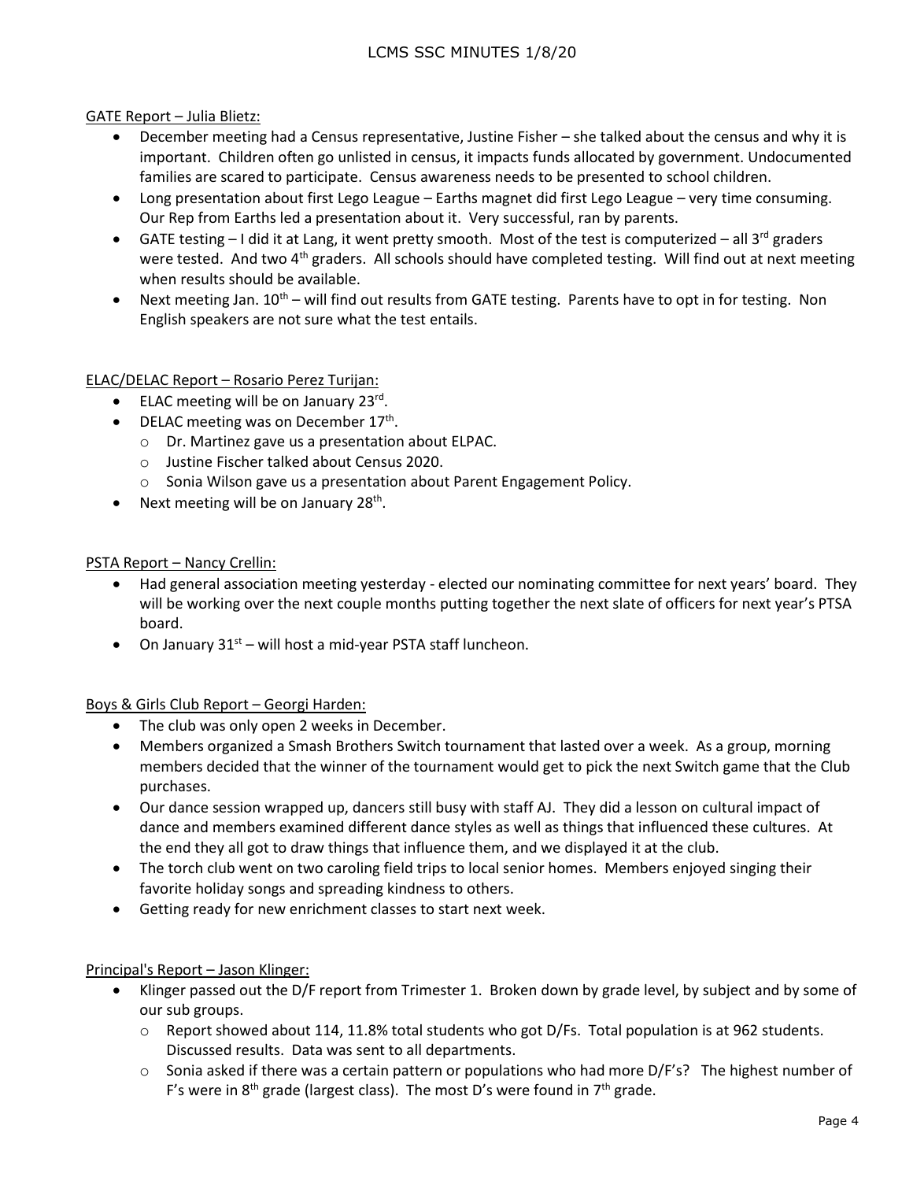GATE Report – Julia Blietz:

- December meeting had a Census representative, Justine Fisher – she talked about the census and why it is important. Children often go unlisted in census, it impacts funds allocated by government. Undocumented families are scared to participate. Census awareness needs to be presented to school children.
- Long presentation about first Lego League – Earths magnet did first Lego League – very time consuming. Our Rep from Earths led a presentation about it. Very successful, ran by parents.
- GATE testing – I did it at Lang, it went pretty smooth. Most of the test is computerized – all 3rd graders were tested. And two 4th graders. All schools should have completed testing. Will find out at next meeting when results should be available.
- Next meeting Jan. 10th – will find out results from GATE testing. Parents have to opt in for testing. Non English speakers are not sure what the test entails.

ELAC/DELAC Report – Rosario Perez Turijan:

- ELAC meeting will be on January 23rd.
- DELAC meeting was on December 17th.
  - Dr. Martinez gave us a presentation about ELPAC.
  - Justine Fischer talked about Census 2020.
  - Sonia Wilson gave us a presentation about Parent Engagement Policy.
- Next meeting will be on January 28th.

PSTA Report – Nancy Crellin:

- Had general association meeting yesterday - elected our nominating committee for next years' board. They will be working over the next couple months putting together the next slate of officers for next year's PTSA board.
- On January 31st – will host a mid-year PSTA staff luncheon.

Boys & Girls Club Report – Georgi Harden:

- The club was only open 2 weeks in December.
- Members organized a Smash Brothers Switch tournament that lasted over a week. As a group, morning members decided that the winner of the tournament would get to pick the next Switch game that the Club purchases.
- Our dance session wrapped up, dancers still busy with staff AJ. They did a lesson on cultural impact of dance and members examined different dance styles as well as things that influenced these cultures. At the end they all got to draw things that influence them, and we displayed it at the club.
- The torch club went on two caroling field trips to local senior homes. Members enjoyed singing their favorite holiday songs and spreading kindness to others.
- Getting ready for new enrichment classes to start next week.

Principal's Report – Jason Klinger:

- Klinger passed out the D/F report from Trimester 1. Broken down by grade level, by subject and by some of our sub groups.
  - Report showed about 114, 11.8% total students who got D/Fs. Total population is at 962 students. Discussed results. Data was sent to all departments.
  - Sonia asked if there was a certain pattern or populations who had more D/F's? The highest number of F's were in 8th grade (largest class). The most D's were found in 7th grade.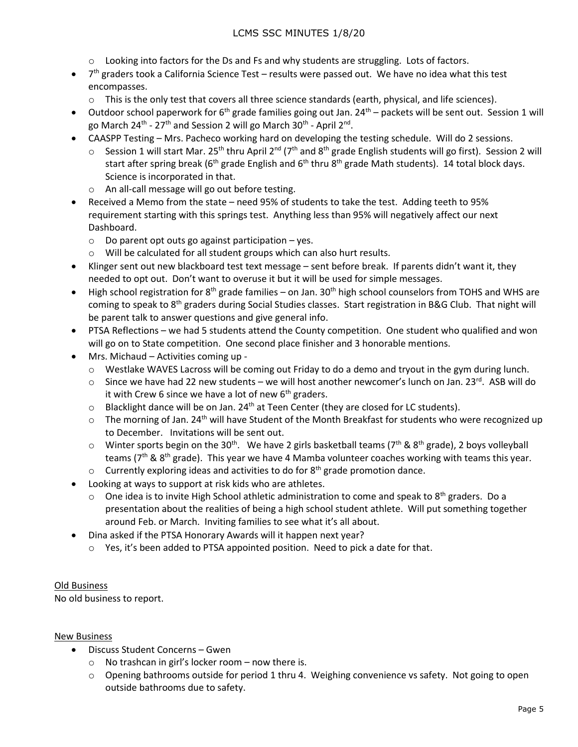- Looking into factors for the Ds and Fs and why students are struggling. Lots of factors.
- 7th graders took a California Science Test – results were passed out. We have no idea what this test encompasses.
  - This is the only test that covers all three science standards (earth, physical, and life sciences).
- Outdoor school paperwork for 6th grade families going out Jan. 24th – packets will be sent out. Session 1 will go March 24th - 27th and Session 2 will go March 30th - April 2nd.
- CAASPP Testing – Mrs. Pacheco working hard on developing the testing schedule. Will do 2 sessions.
  - Session 1 will start Mar. 25th thru April 2nd (7th and 8th grade English students will go first). Session 2 will start after spring break (6th grade English and 6th thru 8th grade Math students). 14 total block days. Science is incorporated in that.
  - An all-call message will go out before testing.
- Received a Memo from the state – need 95% of students to take the test. Adding teeth to 95% requirement starting with this springs test. Anything less than 95% will negatively affect our next Dashboard.
  - Do parent opt outs go against participation – yes.
  - Will be calculated for all student groups which can also hurt results.
- Klinger sent out new blackboard test text message – sent before break. If parents didn't want it, they needed to opt out. Don't want to overuse it but it will be used for simple messages.
- High school registration for 8th grade families – on Jan. 30th high school counselors from TOHS and WHS are coming to speak to 8th graders during Social Studies classes. Start registration in B&G Club. That night will be parent talk to answer questions and give general info.
- PTSA Reflections – we had 5 students attend the County competition. One student who qualified and won will go on to State competition. One second place finisher and 3 honorable mentions.
- Mrs. Michaud – Activities coming up -
  - Westlake WAVES Lacross will be coming out Friday to do a demo and tryout in the gym during lunch.
  - Since we have had 22 new students – we will host another newcomer's lunch on Jan. 23rd. ASB will do it with Crew 6 since we have a lot of new 6th graders.
  - Blacklight dance will be on Jan. 24th at Teen Center (they are closed for LC students).
  - The morning of Jan. 24th will have Student of the Month Breakfast for students who were recognized up to December. Invitations will be sent out.
  - Winter sports begin on the 30th. We have 2 girls basketball teams (7th & 8th grade), 2 boys volleyball teams (7th & 8th grade). This year we have 4 Mamba volunteer coaches working with teams this year.
  - Currently exploring ideas and activities to do for 8th grade promotion dance.
- Looking at ways to support at risk kids who are athletes.
  - One idea is to invite High School athletic administration to come and speak to 8th graders. Do a presentation about the realities of being a high school student athlete. Will put something together around Feb. or March. Inviting families to see what it's all about.
- Dina asked if the PTSA Honorary Awards will it happen next year?
  - Yes, it's been added to PTSA appointed position. Need to pick a date for that.

<u>Old Business</u>

No old business to report.

<u>New Business</u>

- Discuss Student Concerns – Gwen
  - No trashcan in girl's locker room – now there is.
  - Opening bathrooms outside for period 1 thru 4. Weighing convenience vs safety. Not going to open outside bathrooms due to safety.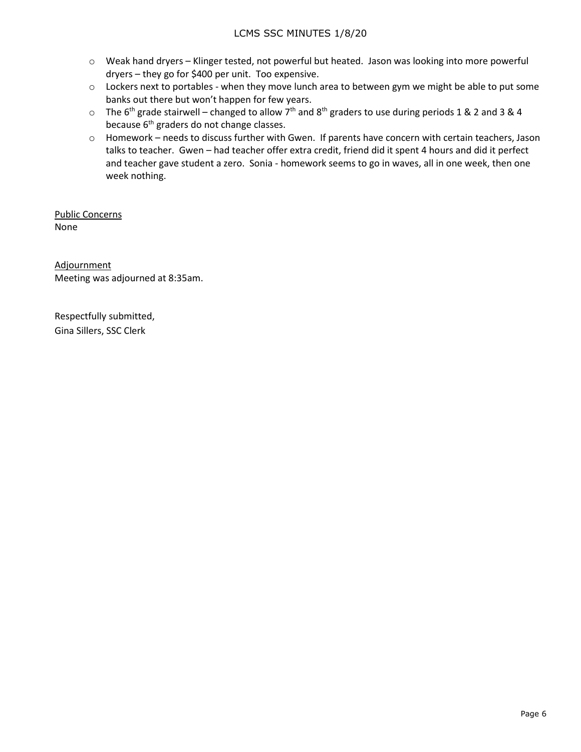- Weak hand dryers – Klinger tested, not powerful but heated. Jason was looking into more powerful dryers – they go for $400 per unit. Too expensive.
- Lockers next to portables - when they move lunch area to between gym we might be able to put some banks out there but won't happen for few years.
- The 6th grade stairwell – changed to allow 7th and 8th graders to use during periods 1 & 2 and 3 & 4 because 6th graders do not change classes.
- Homework – needs to discuss further with Gwen. If parents have concern with certain teachers, Jason talks to teacher. Gwen – had teacher offer extra credit, friend did it spent 4 hours and did it perfect and teacher gave student a zero. Sonia - homework seems to go in waves, all in one week, then one week nothing.

<u>Public Concerns</u>
None

<u>Adjournment</u>
Meeting was adjourned at 8:35am.

Respectfully submitted,
Gina Sillers, SSC Clerk